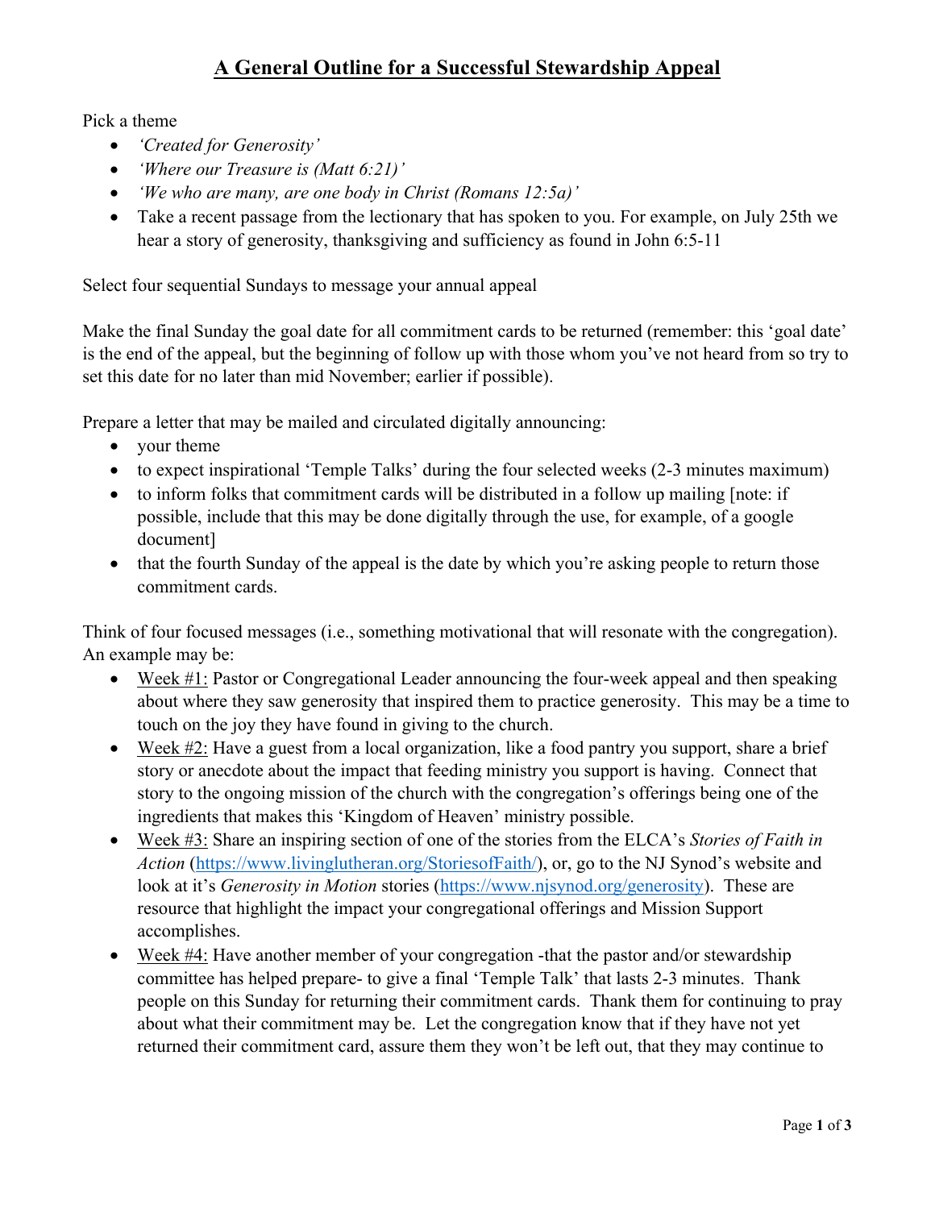# A General Outline for a Successful Stewardship Appeal

Pick a theme

- *'Created for Generosity'*
- *'Where our Treasure is (Matt 6:21)'*
- *'We who are many, are one body in Christ (Romans 12:5a)'*
- Take a recent passage from the lectionary that has spoken to you. For example, on July 25th we hear a story of generosity, thanksgiving and sufficiency as found in John 6:5-11

Select four sequential Sundays to message your annual appeal

Make the final Sunday the goal date for all commitment cards to be returned (remember: this 'goal date' is the end of the appeal, but the beginning of follow up with those whom you've not heard from so try to set this date for no later than mid November; earlier if possible).

Prepare a letter that may be mailed and circulated digitally announcing:

- your theme
- to expect inspirational 'Temple Talks' during the four selected weeks (2-3 minutes maximum)
- to inform folks that commitment cards will be distributed in a follow up mailing [note: if possible, include that this may be done digitally through the use, for example, of a google document]
- that the fourth Sunday of the appeal is the date by which you're asking people to return those commitment cards.

Think of four focused messages (i.e., something motivational that will resonate with the congregation). An example may be:

- Week #1: Pastor or Congregational Leader announcing the four-week appeal and then speaking about where they saw generosity that inspired them to practice generosity. This may be a time to touch on the joy they have found in giving to the church.
- Week #2: Have a guest from a local organization, like a food pantry you support, share a brief story or anecdote about the impact that feeding ministry you support is having. Connect that story to the ongoing mission of the church with the congregation's offerings being one of the ingredients that makes this 'Kingdom of Heaven' ministry possible.
- Week #3: Share an inspiring section of one of the stories from the ELCA's *Stories of Faith in Action* (https://www.livinglutheran.org/StoriesofFaith/), or, go to the NJ Synod's website and look at it's *Generosity in Motion* stories (https://www.njsynod.org/generosity). These are resource that highlight the impact your congregational offerings and Mission Support accomplishes.
- Week #4: Have another member of your congregation -that the pastor and/or stewardship committee has helped prepare- to give a final 'Temple Talk' that lasts 2-3 minutes. Thank people on this Sunday for returning their commitment cards. Thank them for continuing to pray about what their commitment may be. Let the congregation know that if they have not yet returned their commitment card, assure them they won't be left out, that they may continue to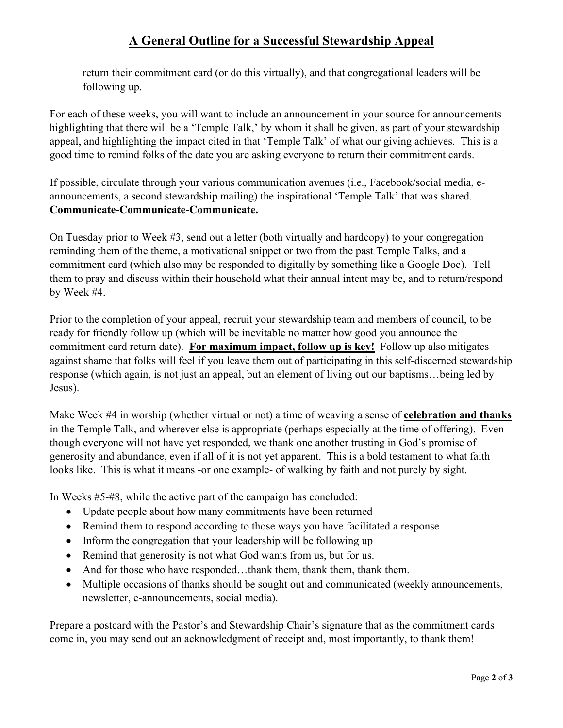return their commitment card (or do this virtually), and that congregational leaders will be following up.

For each of these weeks, you will want to include an announcement in your source for announcements highlighting that there will be a 'Temple Talk,' by whom it shall be given, as part of your stewardship appeal, and highlighting the impact cited in that 'Temple Talk' of what our giving achieves. This is a good time to remind folks of the date you are asking everyone to return their commitment cards.

If possible, circulate through your various communication avenues (i.e., Facebook/social media, e-announcements, a second stewardship mailing) the inspirational 'Temple Talk' that was shared. **Communicate-Communicate-Communicate.**

On Tuesday prior to Week #3, send out a letter (both virtually and hardcopy) to your congregation reminding them of the theme, a motivational snippet or two from the past Temple Talks, and a commitment card (which also may be responded to digitally by something like a Google Doc). Tell them to pray and discuss within their household what their annual intent may be, and to return/respond by Week #4.

Prior to the completion of your appeal, recruit your stewardship team and members of council, to be ready for friendly follow up (which will be inevitable no matter how good you announce the commitment card return date). **For maximum impact, follow up is key!** Follow up also mitigates against shame that folks will feel if you leave them out of participating in this self-discerned stewardship response (which again, is not just an appeal, but an element of living out our baptisms…being led by Jesus).

Make Week #4 in worship (whether virtual or not) a time of weaving a sense of **celebration and thanks** in the Temple Talk, and wherever else is appropriate (perhaps especially at the time of offering). Even though everyone will not have yet responded, we thank one another trusting in God's promise of generosity and abundance, even if all of it is not yet apparent. This is a bold testament to what faith looks like. This is what it means -or one example- of walking by faith and not purely by sight.

In Weeks #5-#8, while the active part of the campaign has concluded:

- Update people about how many commitments have been returned
- Remind them to respond according to those ways you have facilitated a response
- Inform the congregation that your leadership will be following up
- Remind that generosity is not what God wants from us, but for us.
- And for those who have responded…thank them, thank them, thank them.
- Multiple occasions of thanks should be sought out and communicated (weekly announcements, newsletter, e-announcements, social media).

Prepare a postcard with the Pastor's and Stewardship Chair's signature that as the commitment cards come in, you may send out an acknowledgment of receipt and, most importantly, to thank them!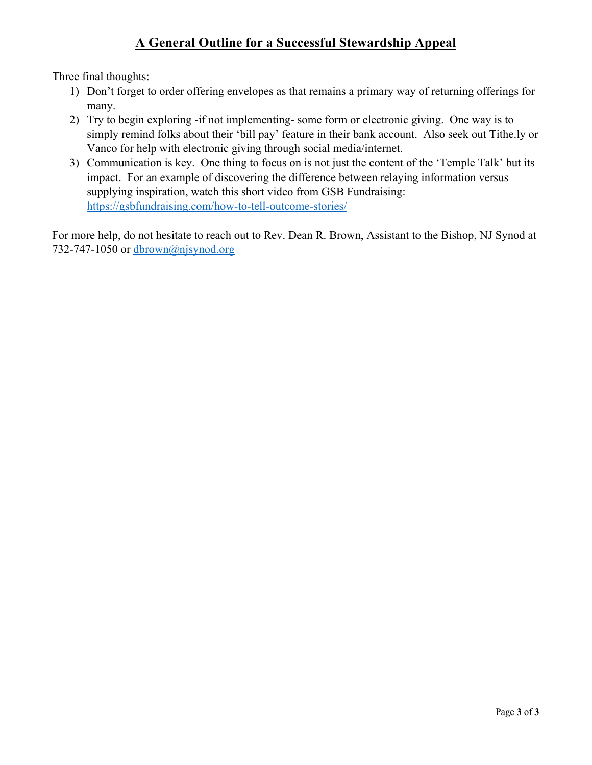## A General Outline for a Successful Stewardship Appeal

Three final thoughts:

1) Don't forget to order offering envelopes as that remains a primary way of returning offerings for many.
2) Try to begin exploring -if not implementing- some form or electronic giving.  One way is to simply remind folks about their 'bill pay' feature in their bank account.  Also seek out Tithe.ly or Vanco for help with electronic giving through social media/internet.
3) Communication is key.  One thing to focus on is not just the content of the 'Temple Talk' but its impact.  For an example of discovering the difference between relaying information versus supplying inspiration, watch this short video from GSB Fundraising: [https://gsbfundraising.com/how-to-tell-outcome-stories/](https://gsbfundraising.com/how-to-tell-outcome-stories/)

For more help, do not hesitate to reach out to Rev. Dean R. Brown, Assistant to the Bishop, NJ Synod at 732-747-1050 or [dbrown@njsynod.org](mailto:dbrown@njsynod.org)